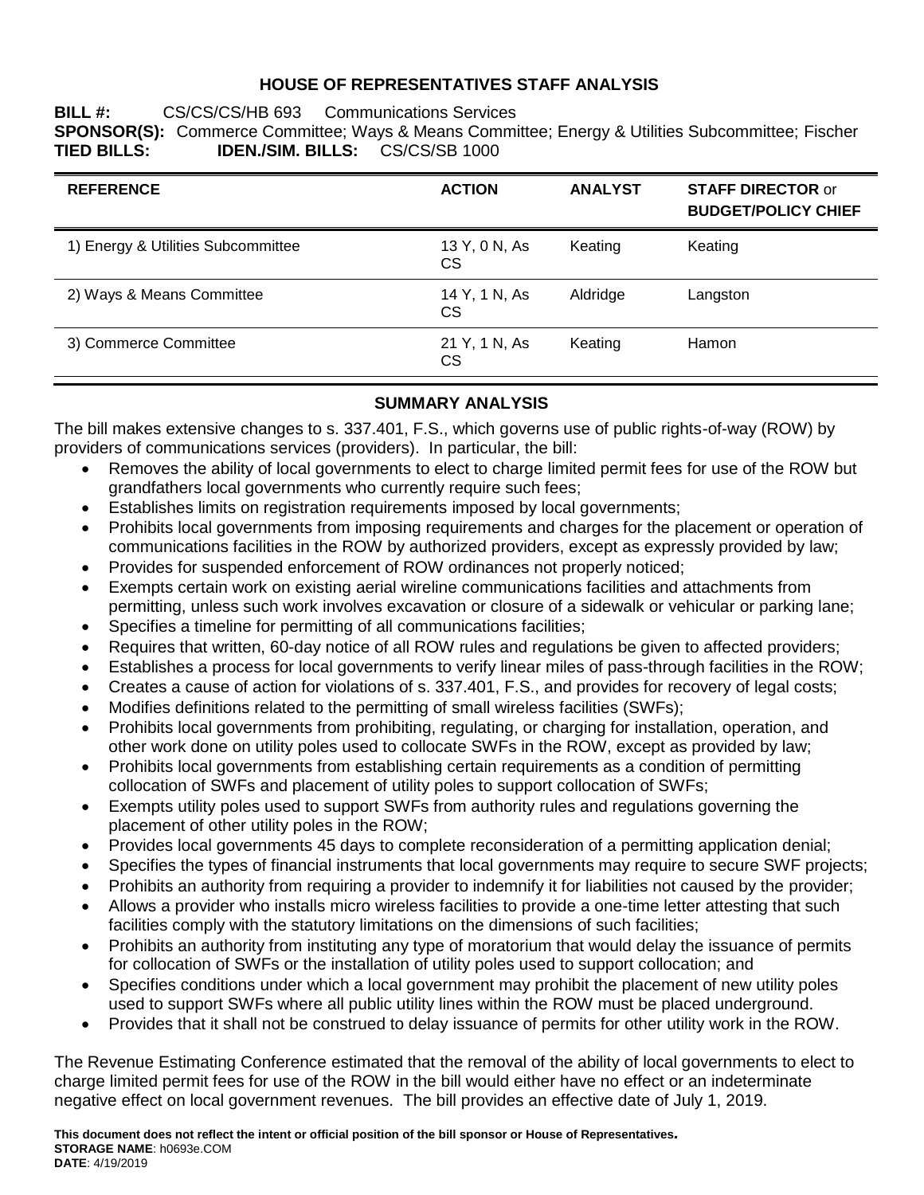# HOUSE OF REPRESENTATIVES STAFF ANALYSIS

**BILL #:** CS/CS/CS/HB 693 Communications Services
**SPONSOR(S):** Commerce Committee; Ways & Means Committee; Energy & Utilities Subcommittee; Fischer
**TIED BILLS:** **IDEN./SIM. BILLS:** CS/CS/SB 1000

| REFERENCE | ACTION | ANALYST | STAFF DIRECTOR or BUDGET/POLICY CHIEF |
|---|---|---|---|
| 1) Energy & Utilities Subcommittee | 13 Y, 0 N, As CS | Keating | Keating |
| 2) Ways & Means Committee | 14 Y, 1 N, As CS | Aldridge | Langston |
| 3) Commerce Committee | 21 Y, 1 N, As CS | Keating | Hamon |

## SUMMARY ANALYSIS

The bill makes extensive changes to s. 337.401, F.S., which governs use of public rights-of-way (ROW) by providers of communications services (providers). In particular, the bill:

- Removes the ability of local governments to elect to charge limited permit fees for use of the ROW but grandfathers local governments who currently require such fees;
- Establishes limits on registration requirements imposed by local governments;
- Prohibits local governments from imposing requirements and charges for the placement or operation of communications facilities in the ROW by authorized providers, except as expressly provided by law;
- Provides for suspended enforcement of ROW ordinances not properly noticed;
- Exempts certain work on existing aerial wireline communications facilities and attachments from permitting, unless such work involves excavation or closure of a sidewalk or vehicular or parking lane;
- Specifies a timeline for permitting of all communications facilities;
- Requires that written, 60-day notice of all ROW rules and regulations be given to affected providers;
- Establishes a process for local governments to verify linear miles of pass-through facilities in the ROW;
- Creates a cause of action for violations of s. 337.401, F.S., and provides for recovery of legal costs;
- Modifies definitions related to the permitting of small wireless facilities (SWFs);
- Prohibits local governments from prohibiting, regulating, or charging for installation, operation, and other work done on utility poles used to collocate SWFs in the ROW, except as provided by law;
- Prohibits local governments from establishing certain requirements as a condition of permitting collocation of SWFs and placement of utility poles to support collocation of SWFs;
- Exempts utility poles used to support SWFs from authority rules and regulations governing the placement of other utility poles in the ROW;
- Provides local governments 45 days to complete reconsideration of a permitting application denial;
- Specifies the types of financial instruments that local governments may require to secure SWF projects;
- Prohibits an authority from requiring a provider to indemnify it for liabilities not caused by the provider;
- Allows a provider who installs micro wireless facilities to provide a one-time letter attesting that such facilities comply with the statutory limitations on the dimensions of such facilities;
- Prohibits an authority from instituting any type of moratorium that would delay the issuance of permits for collocation of SWFs or the installation of utility poles used to support collocation; and
- Specifies conditions under which a local government may prohibit the placement of new utility poles used to support SWFs where all public utility lines within the ROW must be placed underground.
- Provides that it shall not be construed to delay issuance of permits for other utility work in the ROW.

The Revenue Estimating Conference estimated that the removal of the ability of local governments to elect to charge limited permit fees for use of the ROW in the bill would either have no effect or an indeterminate negative effect on local government revenues. The bill provides an effective date of July 1, 2019.

**This document does not reflect the intent or official position of the bill sponsor or House of Representatives.**
**STORAGE NAME**: h0693e.COM
**DATE**: 4/19/2019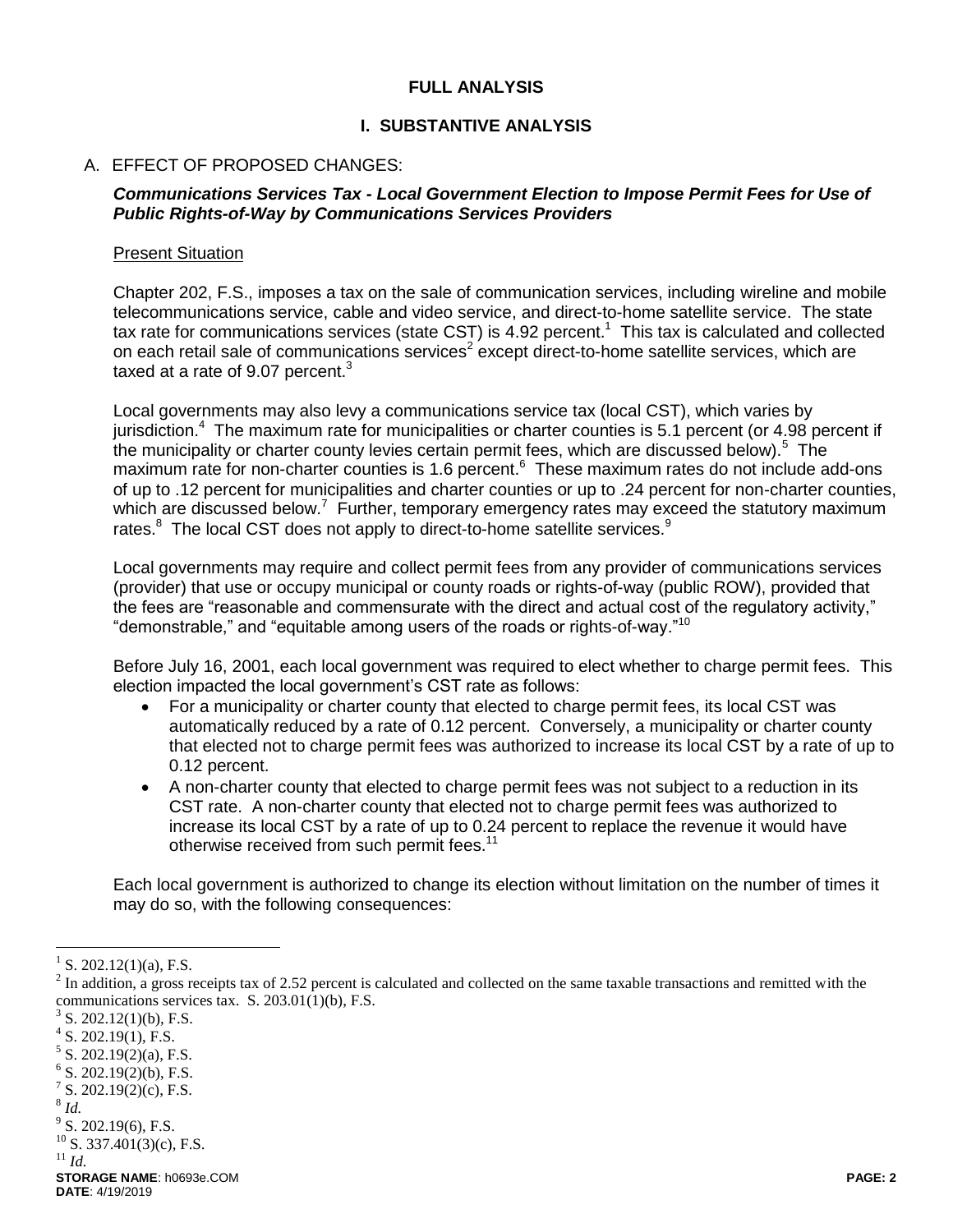# FULL ANALYSIS

## I. SUBSTANTIVE ANALYSIS

A. EFFECT OF PROPOSED CHANGES:

***Communications Services Tax - Local Government Election to Impose Permit Fees for Use of Public Rights-of-Way by Communications Services Providers***

Present Situation

Chapter 202, F.S., imposes a tax on the sale of communication services, including wireline and mobile telecommunications service, cable and video service, and direct-to-home satellite service. The state tax rate for communications services (state CST) is 4.92 percent.[1] This tax is calculated and collected on each retail sale of communications services[2] except direct-to-home satellite services, which are taxed at a rate of 9.07 percent.[3]

Local governments may also levy a communications service tax (local CST), which varies by jurisdiction.[4] The maximum rate for municipalities or charter counties is 5.1 percent (or 4.98 percent if the municipality or charter county levies certain permit fees, which are discussed below).[5] The maximum rate for non-charter counties is 1.6 percent.[6] These maximum rates do not include add-ons of up to .12 percent for municipalities and charter counties or up to .24 percent for non-charter counties, which are discussed below.[7] Further, temporary emergency rates may exceed the statutory maximum rates.[8] The local CST does not apply to direct-to-home satellite services.[9]

Local governments may require and collect permit fees from any provider of communications services (provider) that use or occupy municipal or county roads or rights-of-way (public ROW), provided that the fees are "reasonable and commensurate with the direct and actual cost of the regulatory activity," "demonstrable," and "equitable among users of the roads or rights-of-way."[10]

Before July 16, 2001, each local government was required to elect whether to charge permit fees. This election impacted the local government's CST rate as follows:

- For a municipality or charter county that elected to charge permit fees, its local CST was automatically reduced by a rate of 0.12 percent. Conversely, a municipality or charter county that elected not to charge permit fees was authorized to increase its local CST by a rate of up to 0.12 percent.
- A non-charter county that elected to charge permit fees was not subject to a reduction in its CST rate. A non-charter county that elected not to charge permit fees was authorized to increase its local CST by a rate of up to 0.24 percent to replace the revenue it would have otherwise received from such permit fees.[11]

Each local government is authorized to change its election without limitation on the number of times it may do so, with the following consequences:

---

[1] S. 202.12(1)(a), F.S.

[2] In addition, a gross receipts tax of 2.52 percent is calculated and collected on the same taxable transactions and remitted with the communications services tax. S. 203.01(1)(b), F.S.

[3] S. 202.12(1)(b), F.S.

[4] S. 202.19(1), F.S.

[5] S. 202.19(2)(a), F.S.

[6] S. 202.19(2)(b), F.S.

[7] S. 202.19(2)(c), F.S.

[8] *Id.*

[9] S. 202.19(6), F.S.

[10] S. 337.401(3)(c), F.S.

[11] *Id.*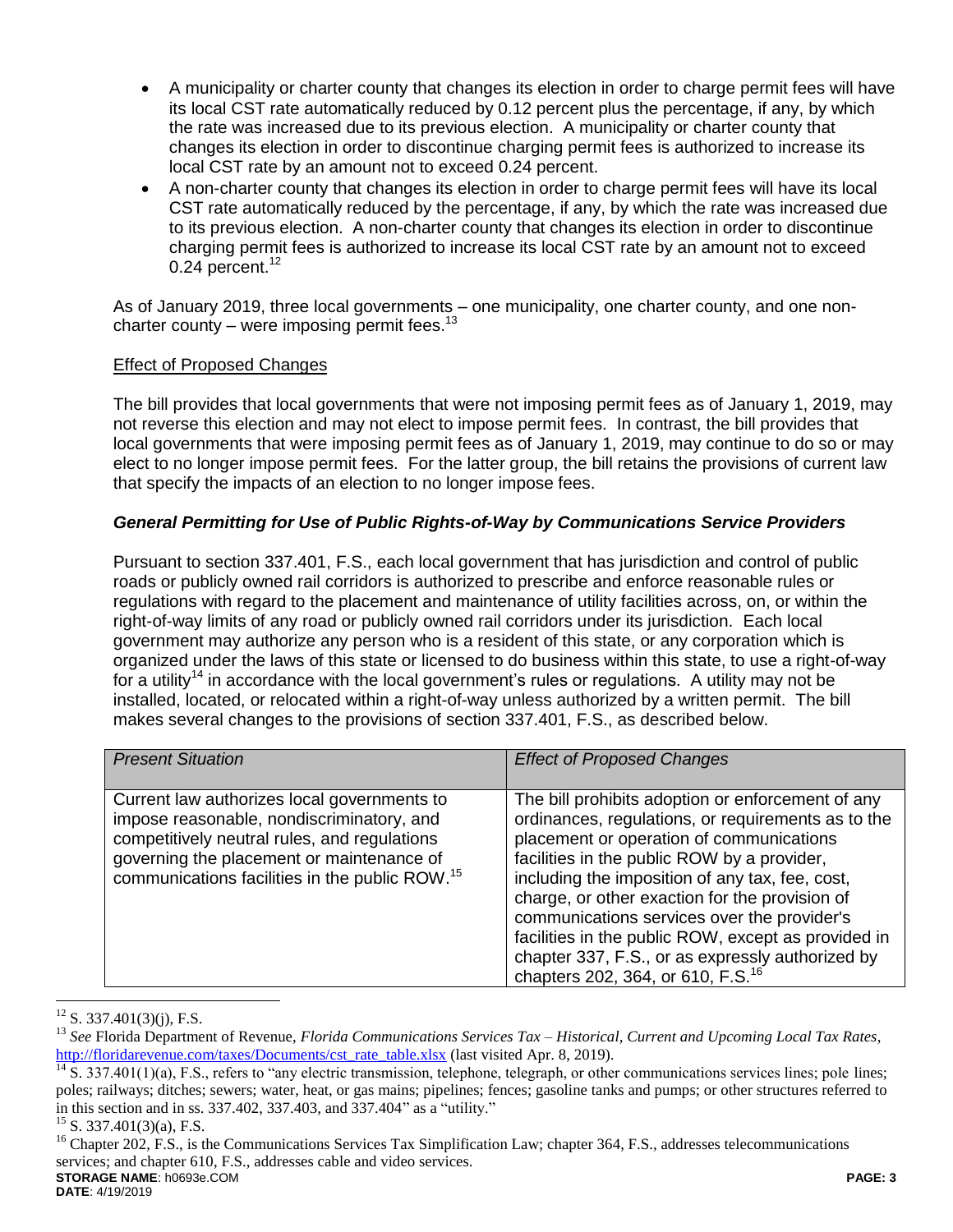- A municipality or charter county that changes its election in order to charge permit fees will have its local CST rate automatically reduced by 0.12 percent plus the percentage, if any, by which the rate was increased due to its previous election. A municipality or charter county that changes its election in order to discontinue charging permit fees is authorized to increase its local CST rate by an amount not to exceed 0.24 percent.
- A non-charter county that changes its election in order to charge permit fees will have its local CST rate automatically reduced by the percentage, if any, by which the rate was increased due to its previous election. A non-charter county that changes its election in order to discontinue charging permit fees is authorized to increase its local CST rate by an amount not to exceed 0.24 percent.[12]

As of January 2019, three local governments – one municipality, one charter county, and one non-charter county – were imposing permit fees.[13]

Effect of Proposed Changes

The bill provides that local governments that were not imposing permit fees as of January 1, 2019, may not reverse this election and may not elect to impose permit fees. In contrast, the bill provides that local governments that were imposing permit fees as of January 1, 2019, may continue to do so or may elect to no longer impose permit fees. For the latter group, the bill retains the provisions of current law that specify the impacts of an election to no longer impose fees.

### ***General Permitting for Use of Public Rights-of-Way by Communications Service Providers***

Pursuant to section 337.401, F.S., each local government that has jurisdiction and control of public roads or publicly owned rail corridors is authorized to prescribe and enforce reasonable rules or regulations with regard to the placement and maintenance of utility facilities across, on, or within the right-of-way limits of any road or publicly owned rail corridors under its jurisdiction. Each local government may authorize any person who is a resident of this state, or any corporation which is organized under the laws of this state or licensed to do business within this state, to use a right-of-way for a utility[14] in accordance with the local government's rules or regulations. A utility may not be installed, located, or relocated within a right-of-way unless authorized by a written permit. The bill makes several changes to the provisions of section 337.401, F.S., as described below.

| *Present Situation* | *Effect of Proposed Changes* |
|---|---|
| Current law authorizes local governments to impose reasonable, nondiscriminatory, and competitively neutral rules, and regulations governing the placement or maintenance of communications facilities in the public ROW.[15] | The bill prohibits adoption or enforcement of any ordinances, regulations, or requirements as to the placement or operation of communications facilities in the public ROW by a provider, including the imposition of any tax, fee, cost, charge, or other exaction for the provision of communications services over the provider's facilities in the public ROW, except as provided in chapter 337, F.S., or as expressly authorized by chapters 202, 364, or 610, F.S.[16] |

[12] S. 337.401(3)(j), F.S.

[13] *See* Florida Department of Revenue, *Florida Communications Services Tax – Historical, Current and Upcoming Local Tax Rates*, http://floridarevenue.com/taxes/Documents/cst_rate_table.xlsx (last visited Apr. 8, 2019).

[14] S. 337.401(1)(a), F.S., refers to "any electric transmission, telephone, telegraph, or other communications services lines; pole lines; poles; railways; ditches; sewers; water, heat, or gas mains; pipelines; fences; gasoline tanks and pumps; or other structures referred to in this section and in ss. 337.402, 337.403, and 337.404" as a "utility."

[15] S. 337.401(3)(a), F.S.

[16] Chapter 202, F.S., is the Communications Services Tax Simplification Law; chapter 364, F.S., addresses telecommunications services; and chapter 610, F.S., addresses cable and video services.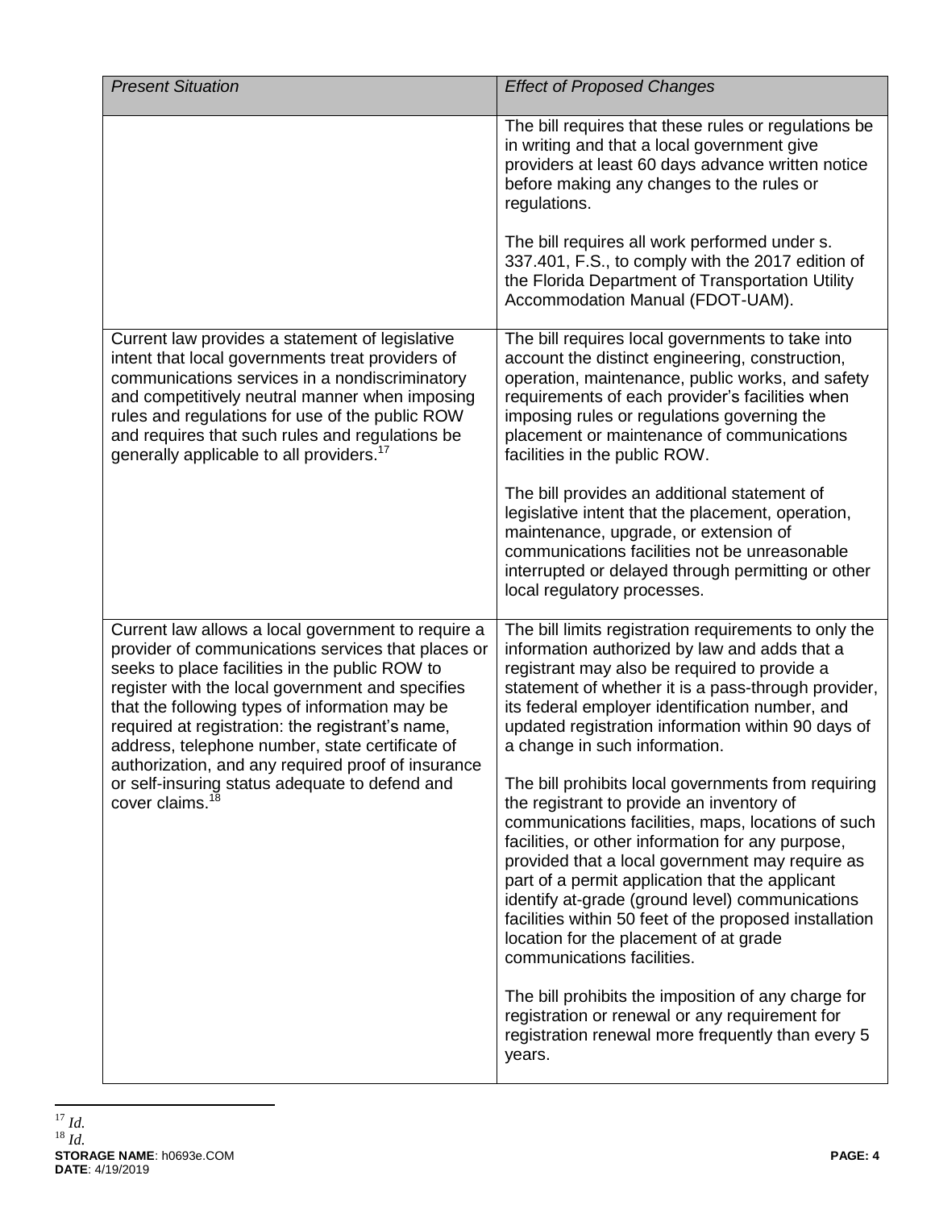| *Present Situation* | *Effect of Proposed Changes* |
|---|---|
| | The bill requires that these rules or regulations be in writing and that a local government give providers at least 60 days advance written notice before making any changes to the rules or regulations.<br><br>The bill requires all work performed under s. 337.401, F.S., to comply with the 2017 edition of the Florida Department of Transportation Utility Accommodation Manual (FDOT-UAM). |
| Current law provides a statement of legislative intent that local governments treat providers of communications services in a nondiscriminatory and competitively neutral manner when imposing rules and regulations for use of the public ROW and requires that such rules and regulations be generally applicable to all providers.[17] | The bill requires local governments to take into account the distinct engineering, construction, operation, maintenance, public works, and safety requirements of each provider's facilities when imposing rules or regulations governing the placement or maintenance of communications facilities in the public ROW.<br><br>The bill provides an additional statement of legislative intent that the placement, operation, maintenance, upgrade, or extension of communications facilities not be unreasonable interrupted or delayed through permitting or other local regulatory processes. |
| Current law allows a local government to require a provider of communications services that places or seeks to place facilities in the public ROW to register with the local government and specifies that the following types of information may be required at registration: the registrant's name, address, telephone number, state certificate of authorization, and any required proof of insurance or self-insuring status adequate to defend and cover claims.[18] | The bill limits registration requirements to only the information authorized by law and adds that a registrant may also be required to provide a statement of whether it is a pass-through provider, its federal employer identification number, and updated registration information within 90 days of a change in such information.<br><br>The bill prohibits local governments from requiring the registrant to provide an inventory of communications facilities, maps, locations of such facilities, or other information for any purpose, provided that a local government may require as part of a permit application that the applicant identify at-grade (ground level) communications facilities within 50 feet of the proposed installation location for the placement of at grade communications facilities.<br><br>The bill prohibits the imposition of any charge for registration or renewal or any requirement for registration renewal more frequently than every 5 years. |

[17] *Id.*
[18] *Id.*

**STORAGE NAME**: h0693e.COM
**DATE**: 4/19/2019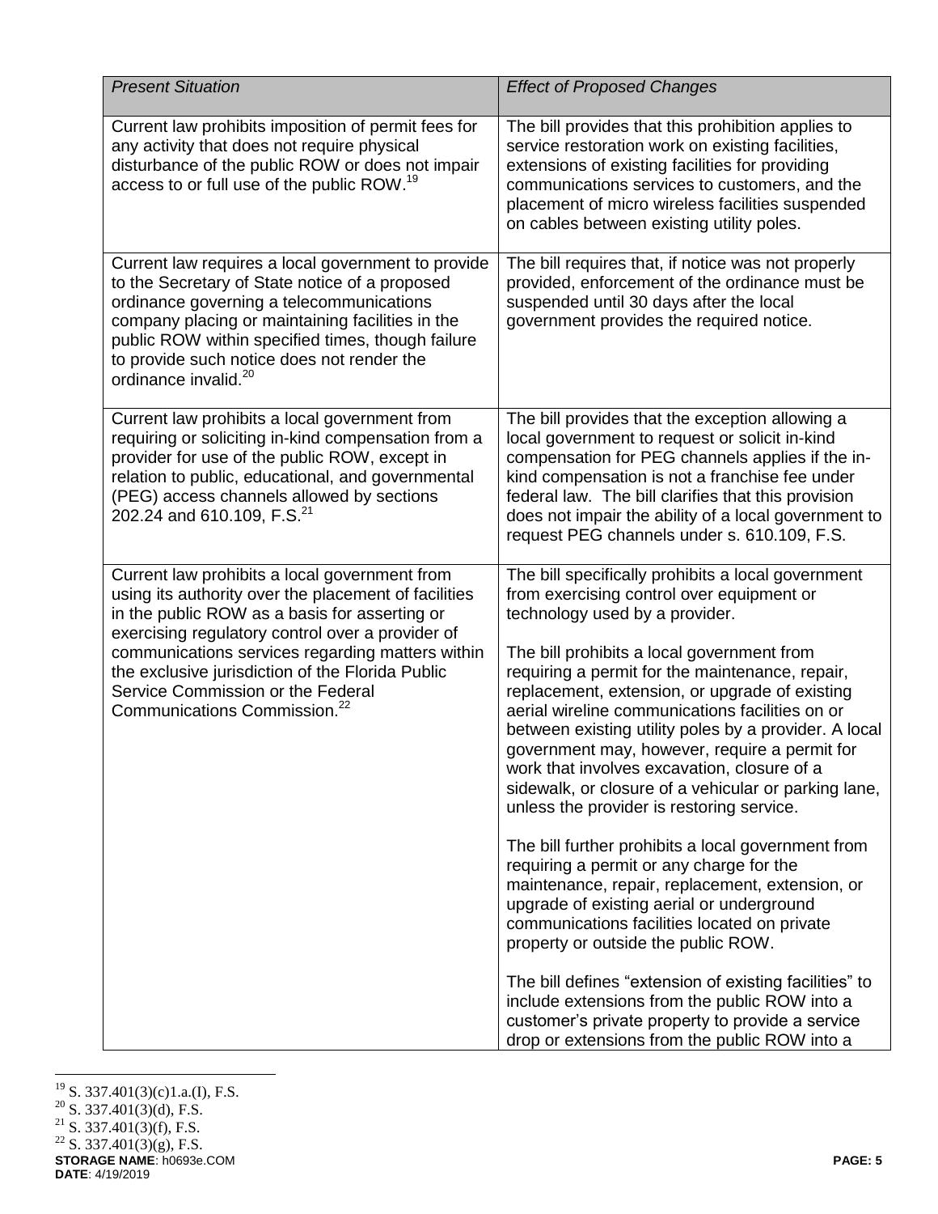| *Present Situation* | *Effect of Proposed Changes* |
|---|---|
| Current law prohibits imposition of permit fees for any activity that does not require physical disturbance of the public ROW or does not impair access to or full use of the public ROW.[19] | The bill provides that this prohibition applies to service restoration work on existing facilities, extensions of existing facilities for providing communications services to customers, and the placement of micro wireless facilities suspended on cables between existing utility poles. |
| Current law requires a local government to provide to the Secretary of State notice of a proposed ordinance governing a telecommunications company placing or maintaining facilities in the public ROW within specified times, though failure to provide such notice does not render the ordinance invalid.[20] | The bill requires that, if notice was not properly provided, enforcement of the ordinance must be suspended until 30 days after the local government provides the required notice. |
| Current law prohibits a local government from requiring or soliciting in-kind compensation from a provider for use of the public ROW, except in relation to public, educational, and governmental (PEG) access channels allowed by sections 202.24 and 610.109, F.S.[21] | The bill provides that the exception allowing a local government to request or solicit in-kind compensation for PEG channels applies if the in-kind compensation is not a franchise fee under federal law. The bill clarifies that this provision does not impair the ability of a local government to request PEG channels under s. 610.109, F.S. |
| Current law prohibits a local government from using its authority over the placement of facilities in the public ROW as a basis for asserting or exercising regulatory control over a provider of communications services regarding matters within the exclusive jurisdiction of the Florida Public Service Commission or the Federal Communications Commission.[22] | The bill specifically prohibits a local government from exercising control over equipment or technology used by a provider.<br><br>The bill prohibits a local government from requiring a permit for the maintenance, repair, replacement, extension, or upgrade of existing aerial wireline communications facilities on or between existing utility poles by a provider. A local government may, however, require a permit for work that involves excavation, closure of a sidewalk, or closure of a vehicular or parking lane, unless the provider is restoring service.<br><br>The bill further prohibits a local government from requiring a permit or any charge for the maintenance, repair, replacement, extension, or upgrade of existing aerial or underground communications facilities located on private property or outside the public ROW.<br><br>The bill defines "extension of existing facilities" to include extensions from the public ROW into a customer's private property to provide a service drop or extensions from the public ROW into a |

[19] S. 337.401(3)(c)1.a.(I), F.S.

[20] S. 337.401(3)(d), F.S.

[21] S. 337.401(3)(f), F.S.

[22] S. 337.401(3)(g), F.S.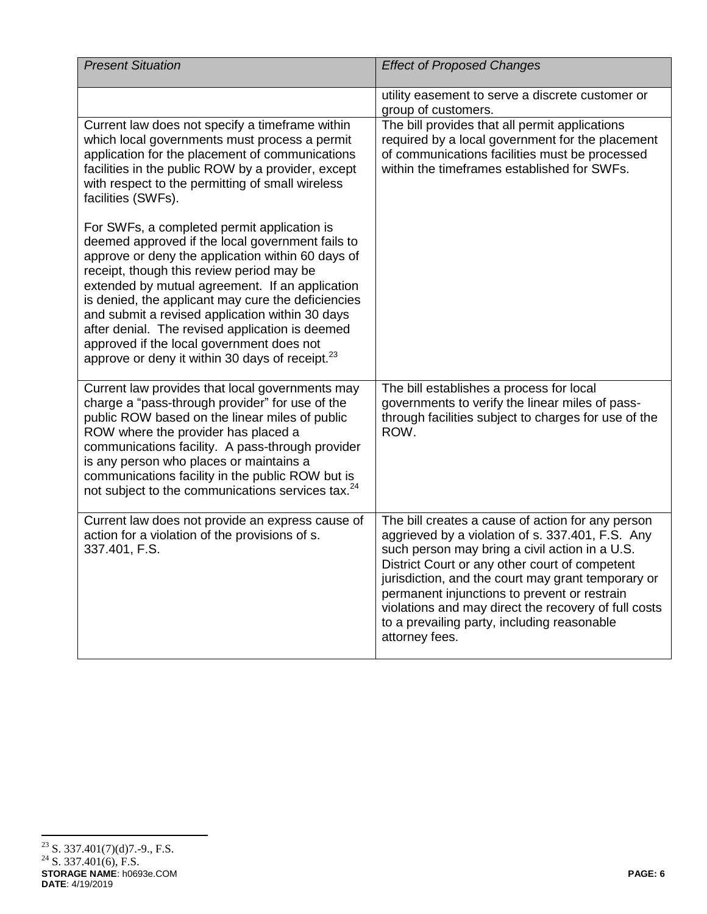| *Present Situation* | *Effect of Proposed Changes* |
|---|---|
| | utility easement to serve a discrete customer or group of customers. |
| Current law does not specify a timeframe within which local governments must process a permit application for the placement of communications facilities in the public ROW by a provider, except with respect to the permitting of small wireless facilities (SWFs).<br><br>For SWFs, a completed permit application is deemed approved if the local government fails to approve or deny the application within 60 days of receipt, though this review period may be extended by mutual agreement. If an application is denied, the applicant may cure the deficiencies and submit a revised application within 30 days after denial. The revised application is deemed approved if the local government does not approve or deny it within 30 days of receipt.[23] | The bill provides that all permit applications required by a local government for the placement of communications facilities must be processed within the timeframes established for SWFs. |
| Current law provides that local governments may charge a "pass-through provider" for use of the public ROW based on the linear miles of public ROW where the provider has placed a communications facility. A pass-through provider is any person who places or maintains a communications facility in the public ROW but is not subject to the communications services tax.[24] | The bill establishes a process for local governments to verify the linear miles of pass-through facilities subject to charges for use of the ROW. |
| Current law does not provide an express cause of action for a violation of the provisions of s. 337.401, F.S. | The bill creates a cause of action for any person aggrieved by a violation of s. 337.401, F.S. Any such person may bring a civil action in a U.S. District Court or any other court of competent jurisdiction, and the court may grant temporary or permanent injunctions to prevent or restrain violations and may direct the recovery of full costs to a prevailing party, including reasonable attorney fees. |

[23] S. 337.401(7)(d)7.-9., F.S.

[24] S. 337.401(6), F.S.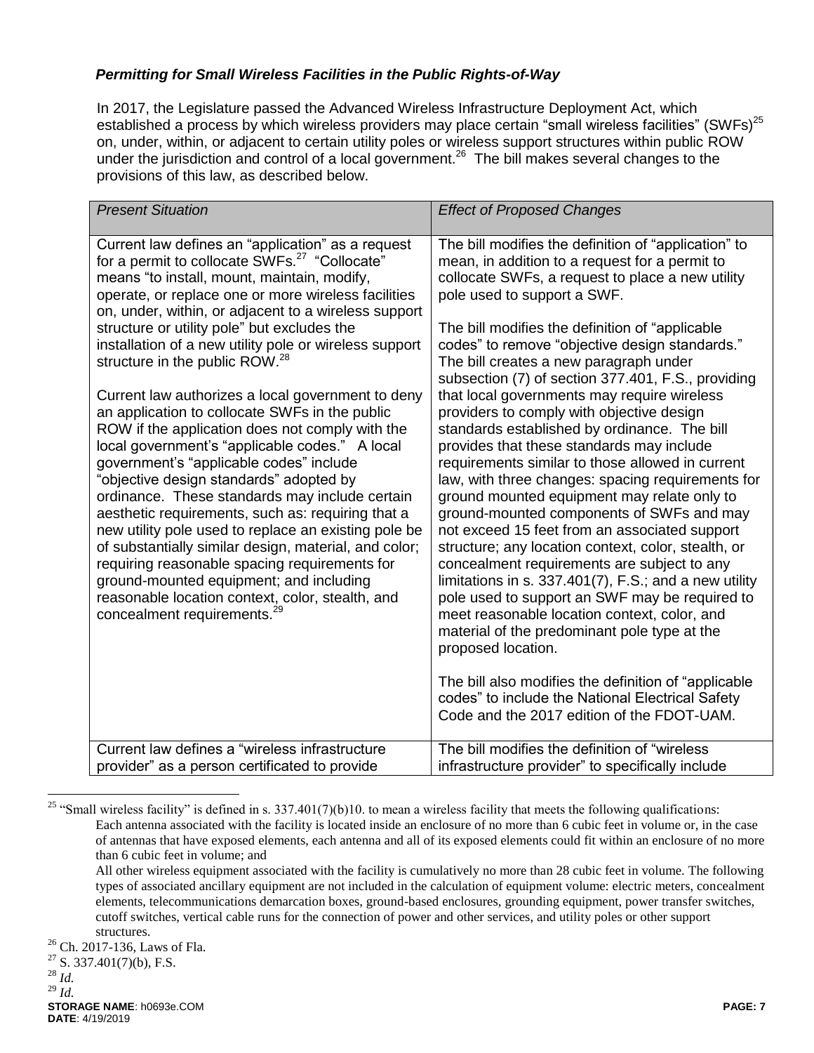### *Permitting for Small Wireless Facilities in the Public Rights-of-Way*

In 2017, the Legislature passed the Advanced Wireless Infrastructure Deployment Act, which established a process by which wireless providers may place certain "small wireless facilities" (SWFs)[25] on, under, within, or adjacent to certain utility poles or wireless support structures within public ROW under the jurisdiction and control of a local government.[26] The bill makes several changes to the provisions of this law, as described below.

| *Present Situation* | *Effect of Proposed Changes* |
|---|---|
| Current law defines an "application" as a request for a permit to collocate SWFs.[27] "Collocate" means "to install, mount, maintain, modify, operate, or replace one or more wireless facilities on, under, within, or adjacent to a wireless support structure or utility pole" but excludes the installation of a new utility pole or wireless support structure in the public ROW.[28]<br><br>Current law authorizes a local government to deny an application to collocate SWFs in the public ROW if the application does not comply with the local government's "applicable codes." A local government's "applicable codes" include "objective design standards" adopted by ordinance. These standards may include certain aesthetic requirements, such as: requiring that a new utility pole used to replace an existing pole be of substantially similar design, material, and color; requiring reasonable spacing requirements for ground-mounted equipment; and including reasonable location context, color, stealth, and concealment requirements.[29] | The bill modifies the definition of "application" to mean, in addition to a request for a permit to collocate SWFs, a request to place a new utility pole used to support a SWF.<br><br>The bill modifies the definition of "applicable codes" to remove "objective design standards." The bill creates a new paragraph under subsection (7) of section 377.401, F.S., providing that local governments may require wireless providers to comply with objective design standards established by ordinance. The bill provides that these standards may include requirements similar to those allowed in current law, with three changes: spacing requirements for ground mounted equipment may relate only to ground-mounted components of SWFs and may not exceed 15 feet from an associated support structure; any location context, color, stealth, or concealment requirements are subject to any limitations in s. 337.401(7), F.S.; and a new utility pole used to support an SWF may be required to meet reasonable location context, color, and material of the predominant pole type at the proposed location.<br><br>The bill also modifies the definition of "applicable codes" to include the National Electrical Safety Code and the 2017 edition of the FDOT-UAM. |
| Current law defines a "wireless infrastructure provider" as a person certificated to provide | The bill modifies the definition of "wireless infrastructure provider" to specifically include |

---

[25] "Small wireless facility" is defined in s. 337.401(7)(b)10. to mean a wireless facility that meets the following qualifications:

Each antenna associated with the facility is located inside an enclosure of no more than 6 cubic feet in volume or, in the case of antennas that have exposed elements, each antenna and all of its exposed elements could fit within an enclosure of no more than 6 cubic feet in volume; and

All other wireless equipment associated with the facility is cumulatively no more than 28 cubic feet in volume. The following types of associated ancillary equipment are not included in the calculation of equipment volume: electric meters, concealment elements, telecommunications demarcation boxes, ground-based enclosures, grounding equipment, power transfer switches, cutoff switches, vertical cable runs for the connection of power and other services, and utility poles or other support structures.

[26] Ch. 2017-136, Laws of Fla.

[27] S. 337.401(7)(b), F.S.

[28] *Id.*

[29] *Id.*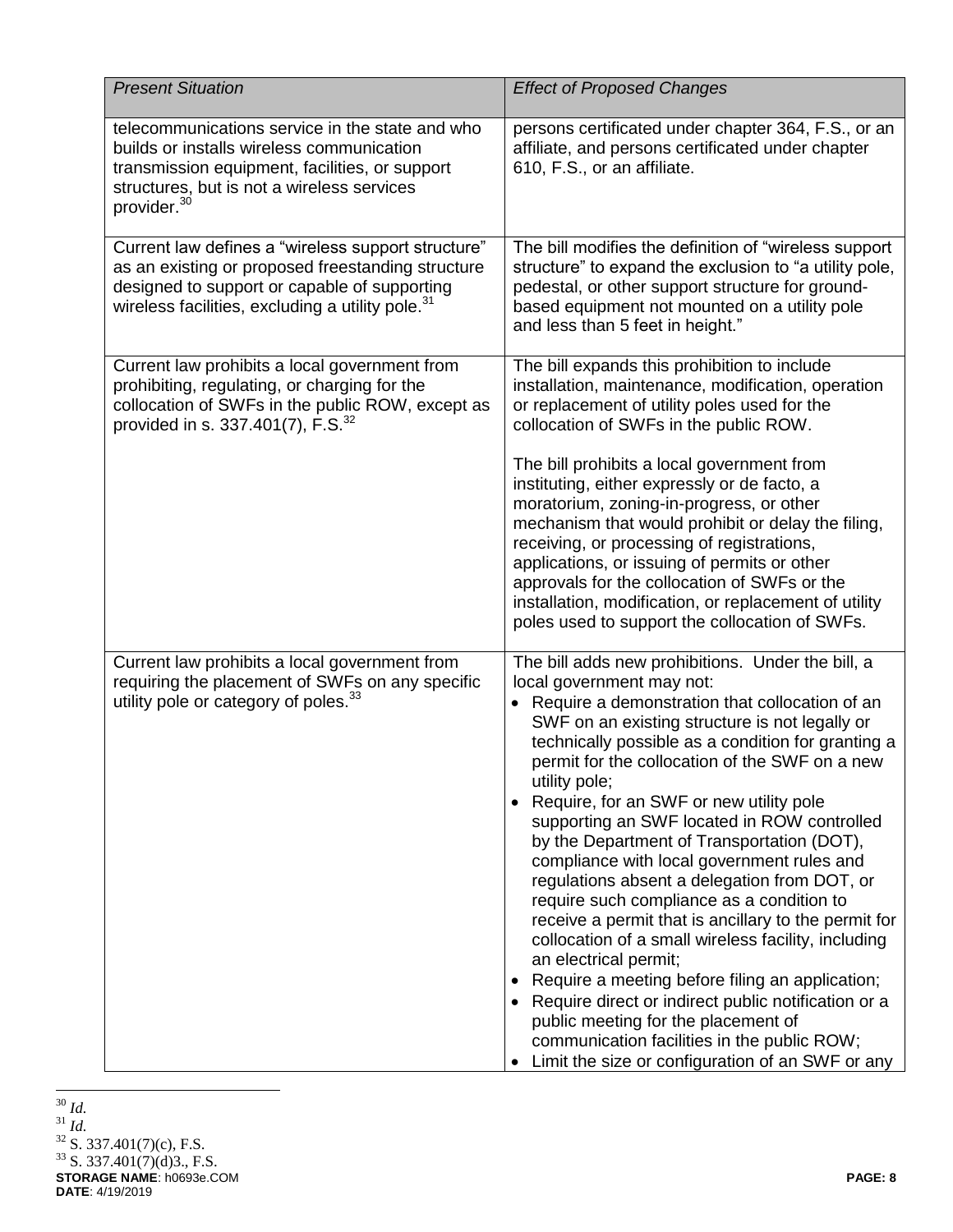| *Present Situation* | *Effect of Proposed Changes* |
|---|---|
| telecommunications service in the state and who builds or installs wireless communication transmission equipment, facilities, or support structures, but is not a wireless services provider.[30] | persons certificated under chapter 364, F.S., or an affiliate, and persons certificated under chapter 610, F.S., or an affiliate. |
| Current law defines a "wireless support structure" as an existing or proposed freestanding structure designed to support or capable of supporting wireless facilities, excluding a utility pole.[31] | The bill modifies the definition of "wireless support structure" to expand the exclusion to "a utility pole, pedestal, or other support structure for ground-based equipment not mounted on a utility pole and less than 5 feet in height." |
| Current law prohibits a local government from prohibiting, regulating, or charging for the collocation of SWFs in the public ROW, except as provided in s. 337.401(7), F.S.[32] | The bill expands this prohibition to include installation, maintenance, modification, operation or replacement of utility poles used for the collocation of SWFs in the public ROW.<br><br>The bill prohibits a local government from instituting, either expressly or de facto, a moratorium, zoning-in-progress, or other mechanism that would prohibit or delay the filing, receiving, or processing of registrations, applications, or issuing of permits or other approvals for the collocation of SWFs or the installation, modification, or replacement of utility poles used to support the collocation of SWFs. |
| Current law prohibits a local government from requiring the placement of SWFs on any specific utility pole or category of poles.[33] | The bill adds new prohibitions. Under the bill, a local government may not:<br>• Require a demonstration that collocation of an SWF on an existing structure is not legally or technically possible as a condition for granting a permit for the collocation of the SWF on a new utility pole;<br>• Require, for an SWF or new utility pole supporting an SWF located in ROW controlled by the Department of Transportation (DOT), compliance with local government rules and regulations absent a delegation from DOT, or require such compliance as a condition to receive a permit that is ancillary to the permit for collocation of a small wireless facility, including an electrical permit;<br>• Require a meeting before filing an application;<br>• Require direct or indirect public notification or a public meeting for the placement of communication facilities in the public ROW;<br>• Limit the size or configuration of an SWF or any |

[30] *Id.*

[31] *Id.*

[32] S. 337.401(7)(c), F.S.

[33] S. 337.401(7)(d)3., F.S.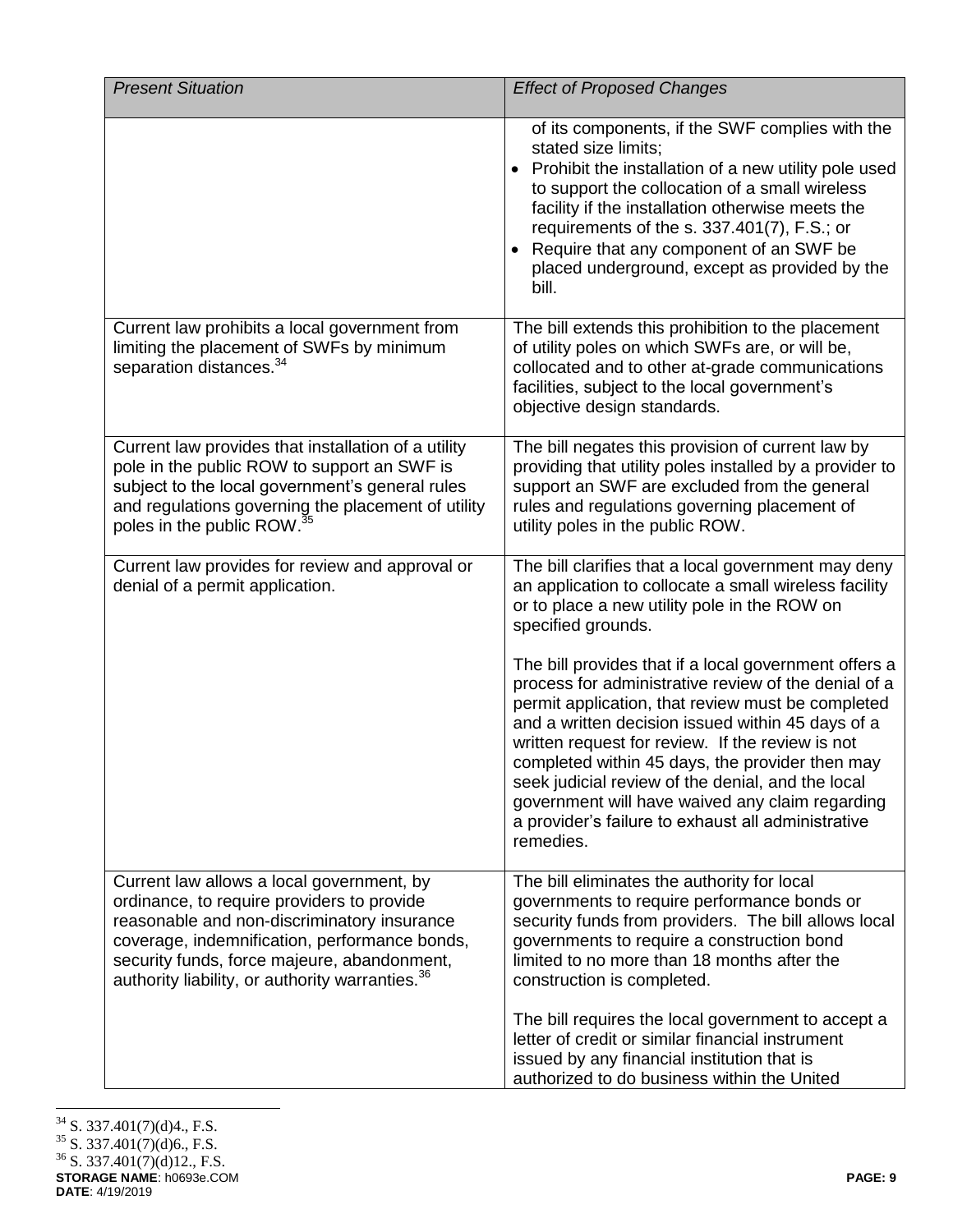| *Present Situation* | *Effect of Proposed Changes* |
|---|---|
| | of its components, if the SWF complies with the stated size limits;<br>• Prohibit the installation of a new utility pole used to support the collocation of a small wireless facility if the installation otherwise meets the requirements of the s. 337.401(7), F.S.; or<br>• Require that any component of an SWF be placed underground, except as provided by the bill. |
| Current law prohibits a local government from limiting the placement of SWFs by minimum separation distances.[34] | The bill extends this prohibition to the placement of utility poles on which SWFs are, or will be, collocated and to other at-grade communications facilities, subject to the local government's objective design standards. |
| Current law provides that installation of a utility pole in the public ROW to support an SWF is subject to the local government's general rules and regulations governing the placement of utility poles in the public ROW.[35] | The bill negates this provision of current law by providing that utility poles installed by a provider to support an SWF are excluded from the general rules and regulations governing placement of utility poles in the public ROW. |
| Current law provides for review and approval or denial of a permit application. | The bill clarifies that a local government may deny an application to collocate a small wireless facility or to place a new utility pole in the ROW on specified grounds.<br><br>The bill provides that if a local government offers a process for administrative review of the denial of a permit application, that review must be completed and a written decision issued within 45 days of a written request for review. If the review is not completed within 45 days, the provider then may seek judicial review of the denial, and the local government will have waived any claim regarding a provider's failure to exhaust all administrative remedies. |
| Current law allows a local government, by ordinance, to require providers to provide reasonable and non-discriminatory insurance coverage, indemnification, performance bonds, security funds, force majeure, abandonment, authority liability, or authority warranties.[36] | The bill eliminates the authority for local governments to require performance bonds or security funds from providers. The bill allows local governments to require a construction bond limited to no more than 18 months after the construction is completed.<br><br>The bill requires the local government to accept a letter of credit or similar financial instrument issued by any financial institution that is authorized to do business within the United |

[34] S. 337.401(7)(d)4., F.S.

[35] S. 337.401(7)(d)6., F.S.

[36] S. 337.401(7)(d)12., F.S.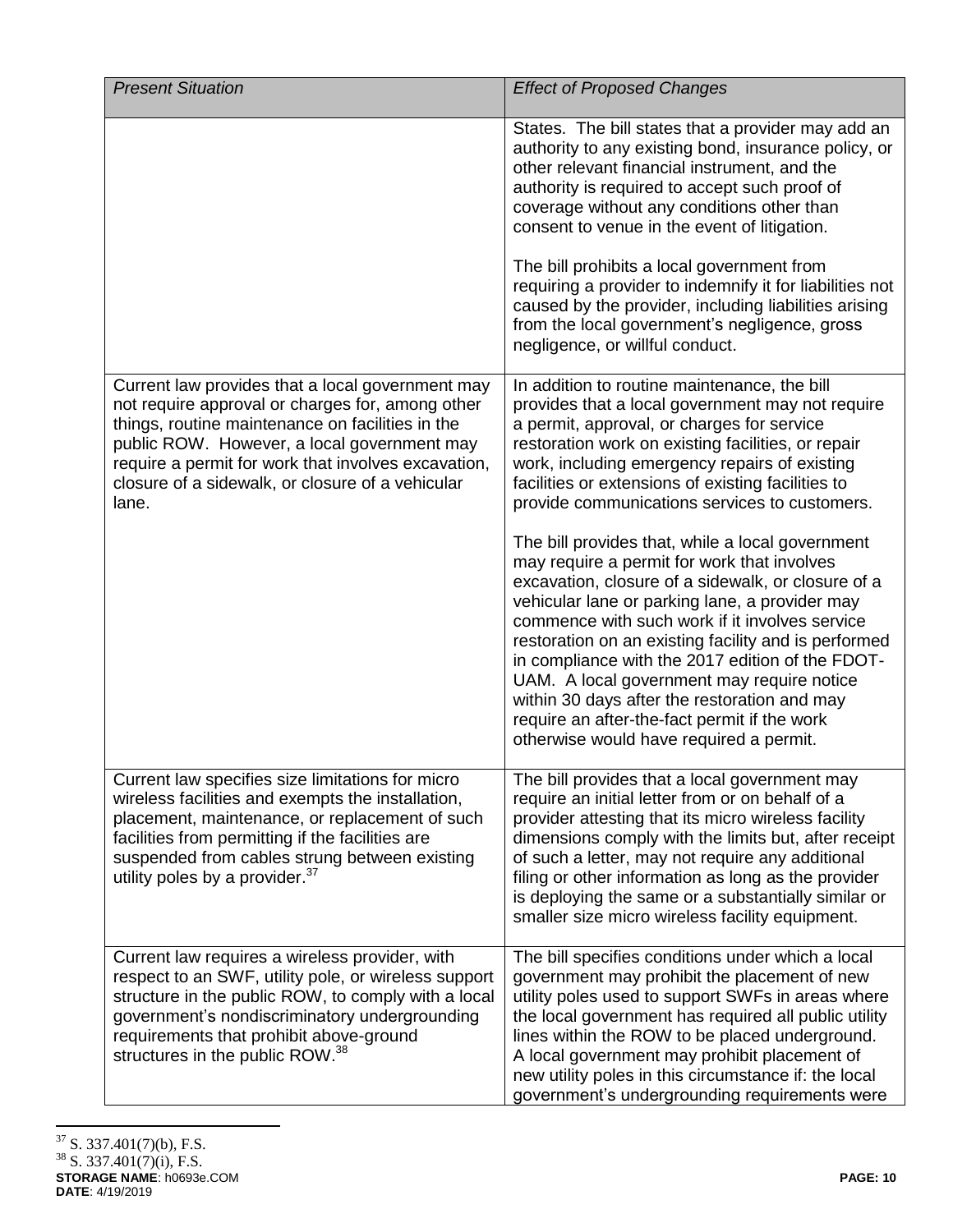| *Present Situation* | *Effect of Proposed Changes* |
| --- | --- |
| | States. The bill states that a provider may add an authority to any existing bond, insurance policy, or other relevant financial instrument, and the authority is required to accept such proof of coverage without any conditions other than consent to venue in the event of litigation.<br><br>The bill prohibits a local government from requiring a provider to indemnify it for liabilities not caused by the provider, including liabilities arising from the local government's negligence, gross negligence, or willful conduct. |
| Current law provides that a local government may not require approval or charges for, among other things, routine maintenance on facilities in the public ROW. However, a local government may require a permit for work that involves excavation, closure of a sidewalk, or closure of a vehicular lane. | In addition to routine maintenance, the bill provides that a local government may not require a permit, approval, or charges for service restoration work on existing facilities, or repair work, including emergency repairs of existing facilities or extensions of existing facilities to provide communications services to customers.<br><br>The bill provides that, while a local government may require a permit for work that involves excavation, closure of a sidewalk, or closure of a vehicular lane or parking lane, a provider may commence with such work if it involves service restoration on an existing facility and is performed in compliance with the 2017 edition of the FDOT-UAM. A local government may require notice within 30 days after the restoration and may require an after-the-fact permit if the work otherwise would have required a permit. |
| Current law specifies size limitations for micro wireless facilities and exempts the installation, placement, maintenance, or replacement of such facilities from permitting if the facilities are suspended from cables strung between existing utility poles by a provider.[37] | The bill provides that a local government may require an initial letter from or on behalf of a provider attesting that its micro wireless facility dimensions comply with the limits but, after receipt of such a letter, may not require any additional filing or other information as long as the provider is deploying the same or a substantially similar or smaller size micro wireless facility equipment. |
| Current law requires a wireless provider, with respect to an SWF, utility pole, or wireless support structure in the public ROW, to comply with a local government's nondiscriminatory undergrounding requirements that prohibit above-ground structures in the public ROW.[38] | The bill specifies conditions under which a local government may prohibit the placement of new utility poles used to support SWFs in areas where the local government has required all public utility lines within the ROW to be placed underground. A local government may prohibit placement of new utility poles in this circumstance if: the local government's undergrounding requirements were |

[37] S. 337.401(7)(b), F.S.

[38] S. 337.401(7)(i), F.S.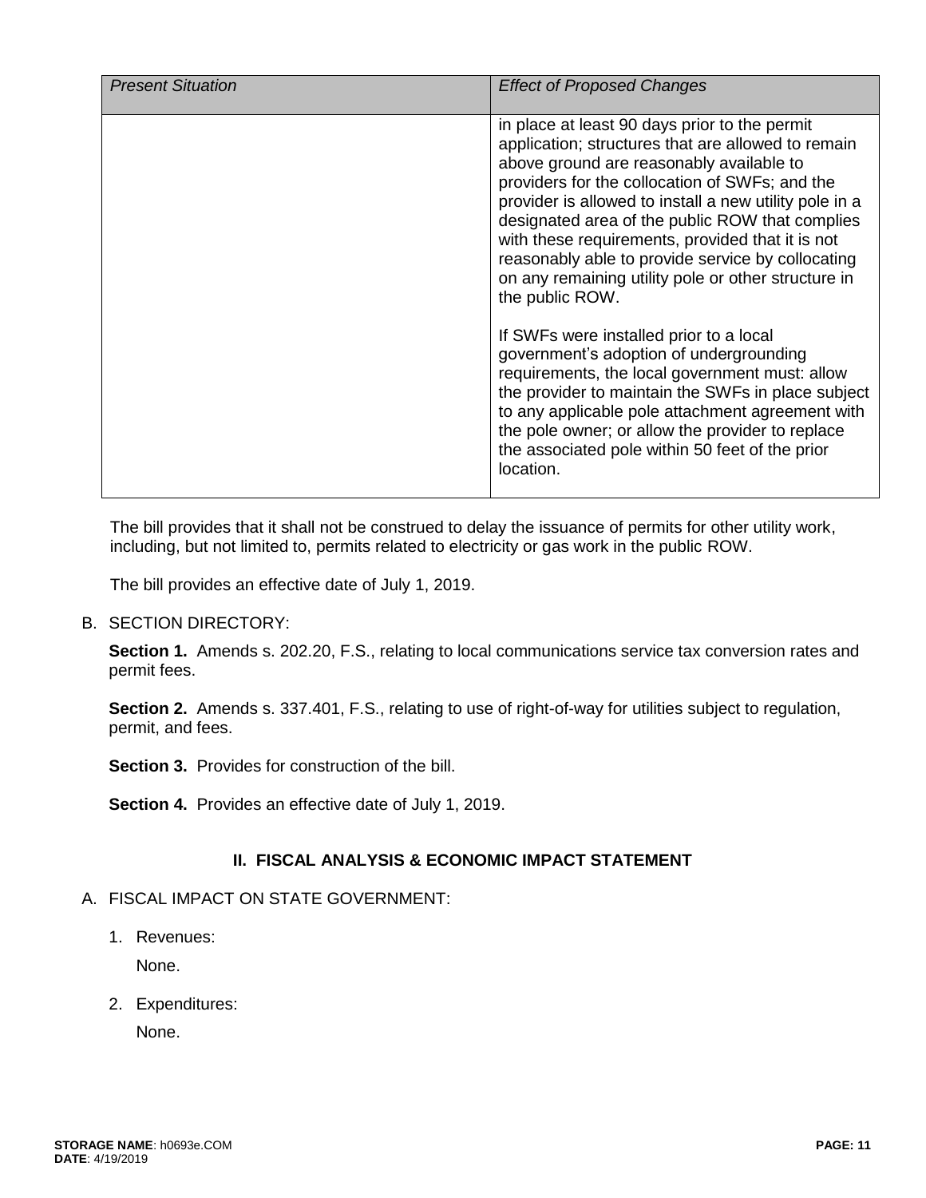| *Present Situation* | *Effect of Proposed Changes* |
| --- | --- |
| | in place at least 90 days prior to the permit application; structures that are allowed to remain above ground are reasonably available to providers for the collocation of SWFs; and the provider is allowed to install a new utility pole in a designated area of the public ROW that complies with these requirements, provided that it is not reasonably able to provide service by collocating on any remaining utility pole or other structure in the public ROW.<br><br>If SWFs were installed prior to a local government's adoption of undergrounding requirements, the local government must: allow the provider to maintain the SWFs in place subject to any applicable pole attachment agreement with the pole owner; or allow the provider to replace the associated pole within 50 feet of the prior location. |

The bill provides that it shall not be construed to delay the issuance of permits for other utility work, including, but not limited to, permits related to electricity or gas work in the public ROW.

The bill provides an effective date of July 1, 2019.

B. SECTION DIRECTORY:

**Section 1.** Amends s. 202.20, F.S., relating to local communications service tax conversion rates and permit fees.

**Section 2.** Amends s. 337.401, F.S., relating to use of right-of-way for utilities subject to regulation, permit, and fees.

**Section 3.** Provides for construction of the bill.

**Section 4.** Provides an effective date of July 1, 2019.

## II. FISCAL ANALYSIS & ECONOMIC IMPACT STATEMENT

A. FISCAL IMPACT ON STATE GOVERNMENT:

1. Revenues:

   None.

2. Expenditures:

   None.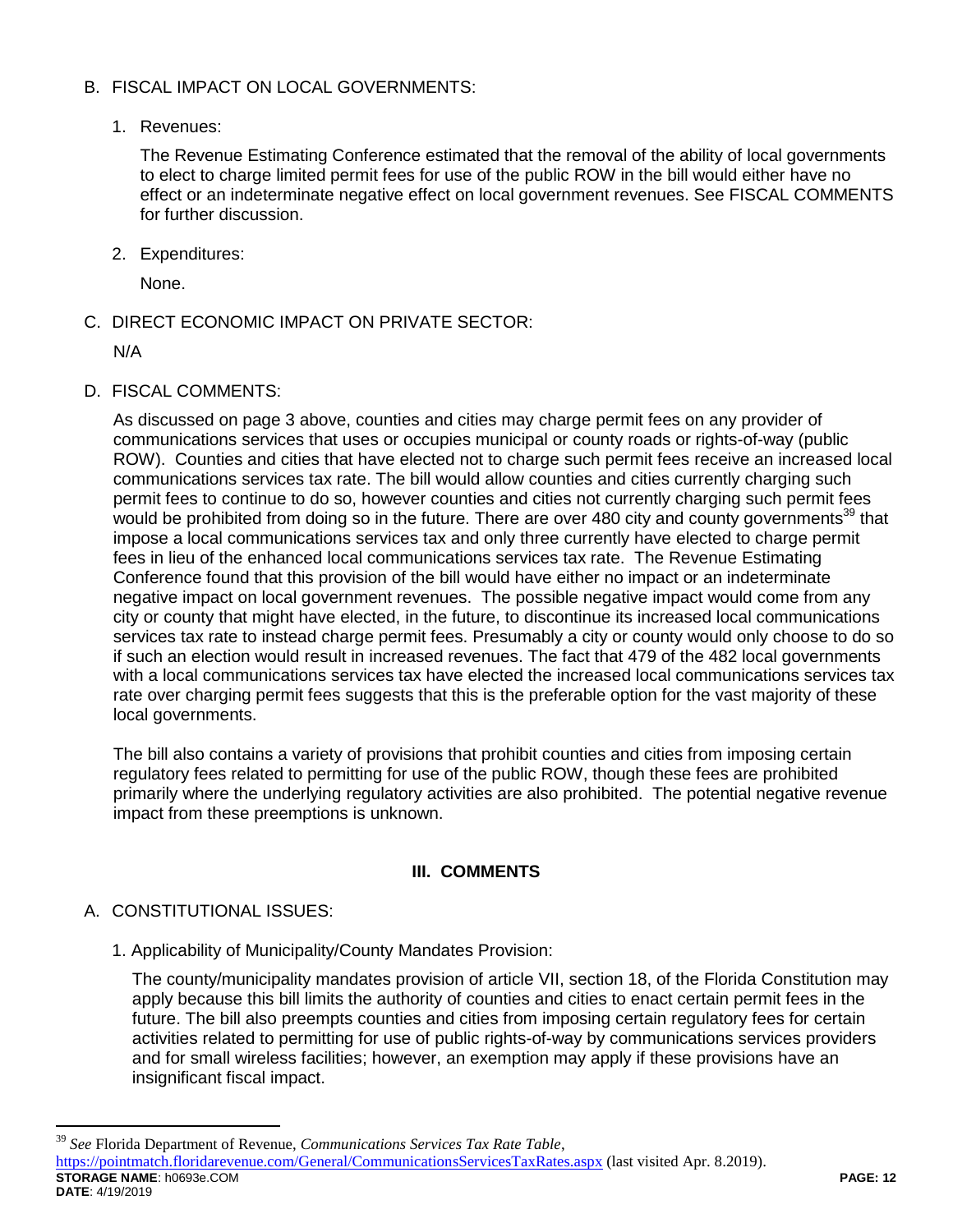## B. FISCAL IMPACT ON LOCAL GOVERNMENTS:

1. Revenues:

   The Revenue Estimating Conference estimated that the removal of the ability of local governments to elect to charge limited permit fees for use of the public ROW in the bill would either have no effect or an indeterminate negative effect on local government revenues. See FISCAL COMMENTS for further discussion.

2. Expenditures:

   None.

## C. DIRECT ECONOMIC IMPACT ON PRIVATE SECTOR:

N/A

## D. FISCAL COMMENTS:

As discussed on page 3 above, counties and cities may charge permit fees on any provider of communications services that uses or occupies municipal or county roads or rights-of-way (public ROW). Counties and cities that have elected not to charge such permit fees receive an increased local communications services tax rate. The bill would allow counties and cities currently charging such permit fees to continue to do so, however counties and cities not currently charging such permit fees would be prohibited from doing so in the future. There are over 480 city and county governments[39] that impose a local communications services tax and only three currently have elected to charge permit fees in lieu of the enhanced local communications services tax rate. The Revenue Estimating Conference found that this provision of the bill would have either no impact or an indeterminate negative impact on local government revenues. The possible negative impact would come from any city or county that might have elected, in the future, to discontinue its increased local communications services tax rate to instead charge permit fees. Presumably a city or county would only choose to do so if such an election would result in increased revenues. The fact that 479 of the 482 local governments with a local communications services tax have elected the increased local communications services tax rate over charging permit fees suggests that this is the preferable option for the vast majority of these local governments.

The bill also contains a variety of provisions that prohibit counties and cities from imposing certain regulatory fees related to permitting for use of the public ROW, though these fees are prohibited primarily where the underlying regulatory activities are also prohibited. The potential negative revenue impact from these preemptions is unknown.

# III. COMMENTS

## A. CONSTITUTIONAL ISSUES:

1. Applicability of Municipality/County Mandates Provision:

   The county/municipality mandates provision of article VII, section 18, of the Florida Constitution may apply because this bill limits the authority of counties and cities to enact certain permit fees in the future. The bill also preempts counties and cities from imposing certain regulatory fees for certain activities related to permitting for use of public rights-of-way by communications services providers and for small wireless facilities; however, an exemption may apply if these provisions have an insignificant fiscal impact.

---

[39] *See* Florida Department of Revenue, *Communications Services Tax Rate Table*, https://pointmatch.floridarevenue.com/General/CommunicationsServicesTaxRates.aspx (last visited Apr. 8.2019).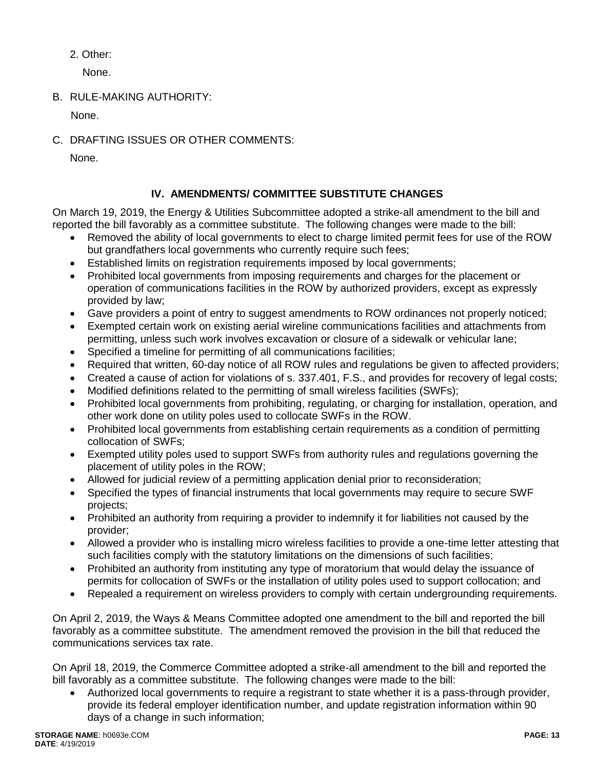2. Other:

None.

B. RULE-MAKING AUTHORITY:

None.

C. DRAFTING ISSUES OR OTHER COMMENTS:

None.

## IV. AMENDMENTS/ COMMITTEE SUBSTITUTE CHANGES

On March 19, 2019, the Energy & Utilities Subcommittee adopted a strike-all amendment to the bill and reported the bill favorably as a committee substitute. The following changes were made to the bill:

- Removed the ability of local governments to elect to charge limited permit fees for use of the ROW but grandfathers local governments who currently require such fees;
- Established limits on registration requirements imposed by local governments;
- Prohibited local governments from imposing requirements and charges for the placement or operation of communications facilities in the ROW by authorized providers, except as expressly provided by law;
- Gave providers a point of entry to suggest amendments to ROW ordinances not properly noticed;
- Exempted certain work on existing aerial wireline communications facilities and attachments from permitting, unless such work involves excavation or closure of a sidewalk or vehicular lane;
- Specified a timeline for permitting of all communications facilities;
- Required that written, 60-day notice of all ROW rules and regulations be given to affected providers;
- Created a cause of action for violations of s. 337.401, F.S., and provides for recovery of legal costs;
- Modified definitions related to the permitting of small wireless facilities (SWFs);
- Prohibited local governments from prohibiting, regulating, or charging for installation, operation, and other work done on utility poles used to collocate SWFs in the ROW.
- Prohibited local governments from establishing certain requirements as a condition of permitting collocation of SWFs;
- Exempted utility poles used to support SWFs from authority rules and regulations governing the placement of utility poles in the ROW;
- Allowed for judicial review of a permitting application denial prior to reconsideration;
- Specified the types of financial instruments that local governments may require to secure SWF projects;
- Prohibited an authority from requiring a provider to indemnify it for liabilities not caused by the provider;
- Allowed a provider who is installing micro wireless facilities to provide a one-time letter attesting that such facilities comply with the statutory limitations on the dimensions of such facilities;
- Prohibited an authority from instituting any type of moratorium that would delay the issuance of permits for collocation of SWFs or the installation of utility poles used to support collocation; and
- Repealed a requirement on wireless providers to comply with certain undergrounding requirements.

On April 2, 2019, the Ways & Means Committee adopted one amendment to the bill and reported the bill favorably as a committee substitute. The amendment removed the provision in the bill that reduced the communications services tax rate.

On April 18, 2019, the Commerce Committee adopted a strike-all amendment to the bill and reported the bill favorably as a committee substitute. The following changes were made to the bill:

- Authorized local governments to require a registrant to state whether it is a pass-through provider, provide its federal employer identification number, and update registration information within 90 days of a change in such information;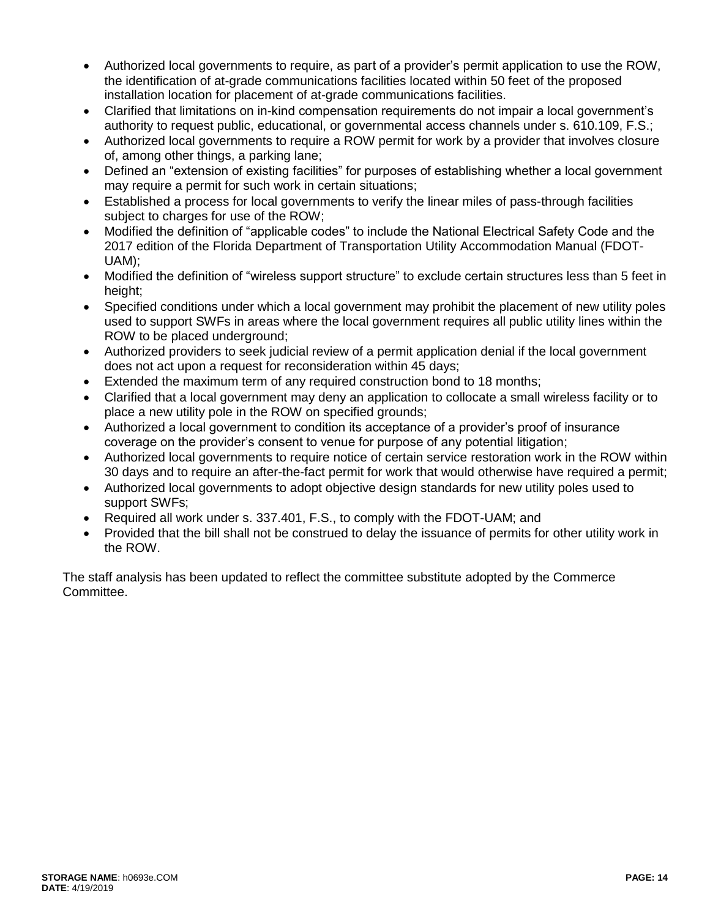- Authorized local governments to require, as part of a provider's permit application to use the ROW, the identification of at-grade communications facilities located within 50 feet of the proposed installation location for placement of at-grade communications facilities.
- Clarified that limitations on in-kind compensation requirements do not impair a local government's authority to request public, educational, or governmental access channels under s. 610.109, F.S.;
- Authorized local governments to require a ROW permit for work by a provider that involves closure of, among other things, a parking lane;
- Defined an "extension of existing facilities" for purposes of establishing whether a local government may require a permit for such work in certain situations;
- Established a process for local governments to verify the linear miles of pass-through facilities subject to charges for use of the ROW;
- Modified the definition of "applicable codes" to include the National Electrical Safety Code and the 2017 edition of the Florida Department of Transportation Utility Accommodation Manual (FDOT-UAM);
- Modified the definition of "wireless support structure" to exclude certain structures less than 5 feet in height;
- Specified conditions under which a local government may prohibit the placement of new utility poles used to support SWFs in areas where the local government requires all public utility lines within the ROW to be placed underground;
- Authorized providers to seek judicial review of a permit application denial if the local government does not act upon a request for reconsideration within 45 days;
- Extended the maximum term of any required construction bond to 18 months;
- Clarified that a local government may deny an application to collocate a small wireless facility or to place a new utility pole in the ROW on specified grounds;
- Authorized a local government to condition its acceptance of a provider's proof of insurance coverage on the provider's consent to venue for purpose of any potential litigation;
- Authorized local governments to require notice of certain service restoration work in the ROW within 30 days and to require an after-the-fact permit for work that would otherwise have required a permit;
- Authorized local governments to adopt objective design standards for new utility poles used to support SWFs;
- Required all work under s. 337.401, F.S., to comply with the FDOT-UAM; and
- Provided that the bill shall not be construed to delay the issuance of permits for other utility work in the ROW.

The staff analysis has been updated to reflect the committee substitute adopted by the Commerce Committee.